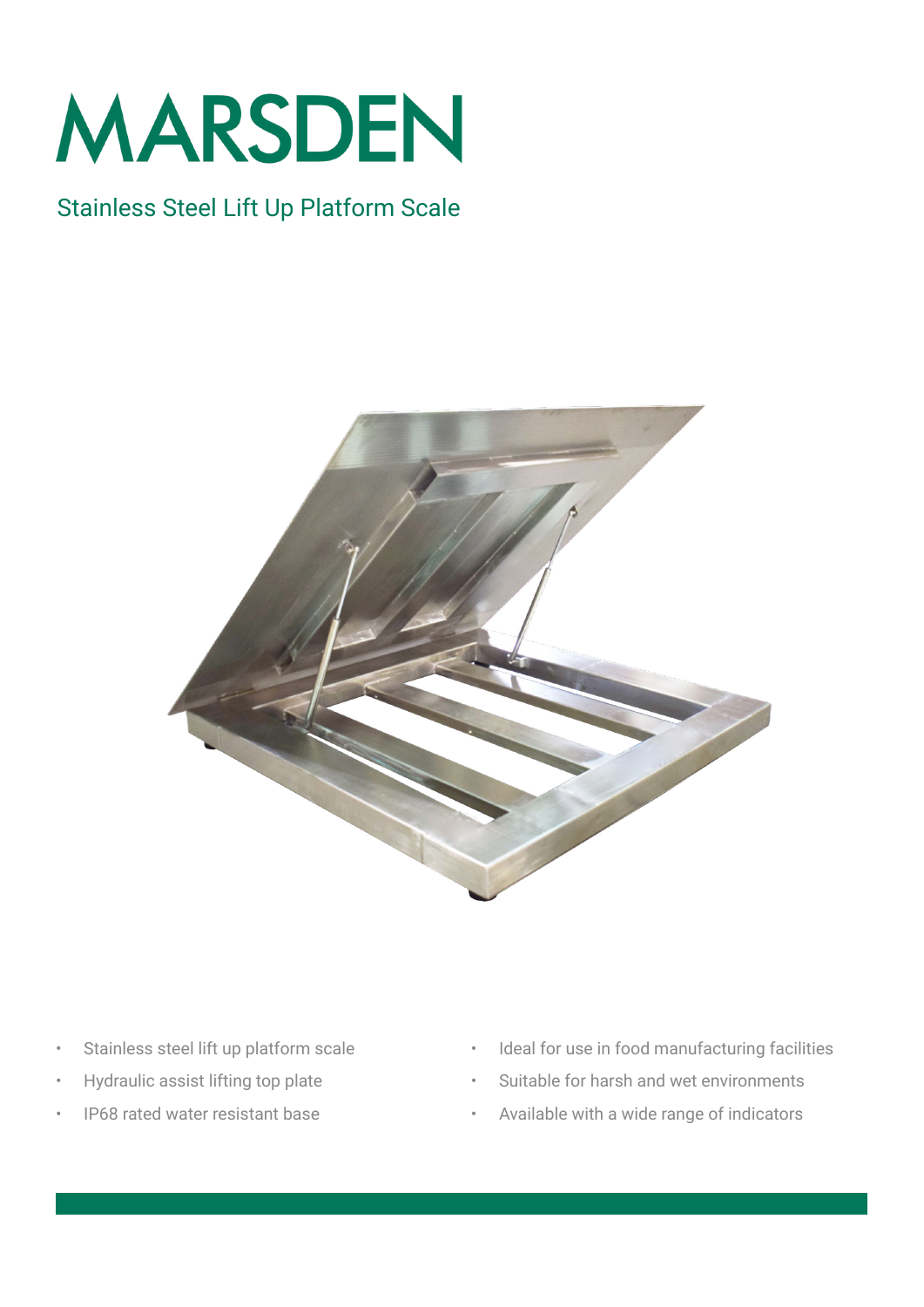# MARSDEN

## Stainless Steel Lift Up Platform Scale

- Stainless steel lift up platform scale
- Hydraulic assist lifting top plate
- IP68 rated water resistant base
- Ideal for use in food manufacturing facilities
- Suitable for harsh and wet environments
- Available with a wide range of indicators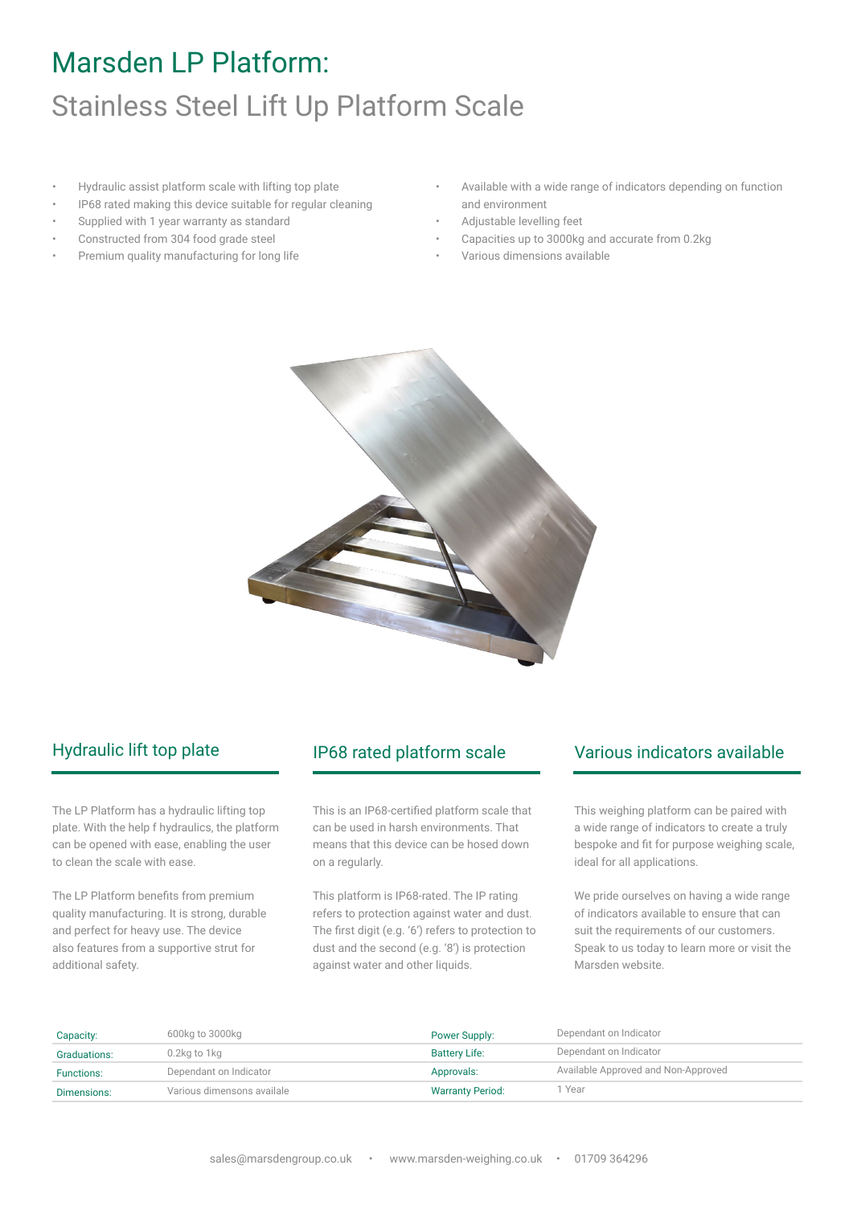# Marsden LP Platform:

## Stainless Steel Lift Up Platform Scale

- Hydraulic assist platform scale with lifting top plate
- IP68 rated making this device suitable for regular cleaning
- Supplied with 1 year warranty as standard
- Constructed from 304 food grade steel
- Premium quality manufacturing for long life
- Available with a wide range of indicators depending on function and environment
- Adjustable levelling feet
- Capacities up to 3000kg and accurate from 0.2kg
- Various dimensions available

### Hydraulic lift top plate

The LP Platform has a hydraulic lifting top plate. With the help f hydraulics, the platform can be opened with ease, enabling the user to clean the scale with ease.

The LP Platform benefits from premium quality manufacturing. It is strong, durable and perfect for heavy use. The device also features from a supportive strut for additional safety.

### IP68 rated platform scale

This is an IP68-certified platform scale that can be used in harsh environments. That means that this device can be hosed down on a regularly.

This platform is IP68-rated. The IP rating refers to protection against water and dust. The first digit (e.g. '6') refers to protection to dust and the second (e.g. '8') is protection against water and other liquids.

### Various indicators available

This weighing platform can be paired with a wide range of indicators to create a truly bespoke and fit for purpose weighing scale, ideal for all applications.

We pride ourselves on having a wide range of indicators available to ensure that can suit the requirements of our customers. Speak to us today to learn more or visit the Marsden website.

| | | | |
|---|---|---|---|
| Capacity: | 600kg to 3000kg | Power Supply: | Dependant on Indicator |
| Graduations: | 0.2kg to 1kg | Battery Life: | Dependant on Indicator |
| Functions: | Dependant on Indicator | Approvals: | Available Approved and Non-Approved |
| Dimensions: | Various dimensons availale | Warranty Period: | 1 Year |

sales@marsdengroup.co.uk • www.marsden-weighing.co.uk • 01709 364296